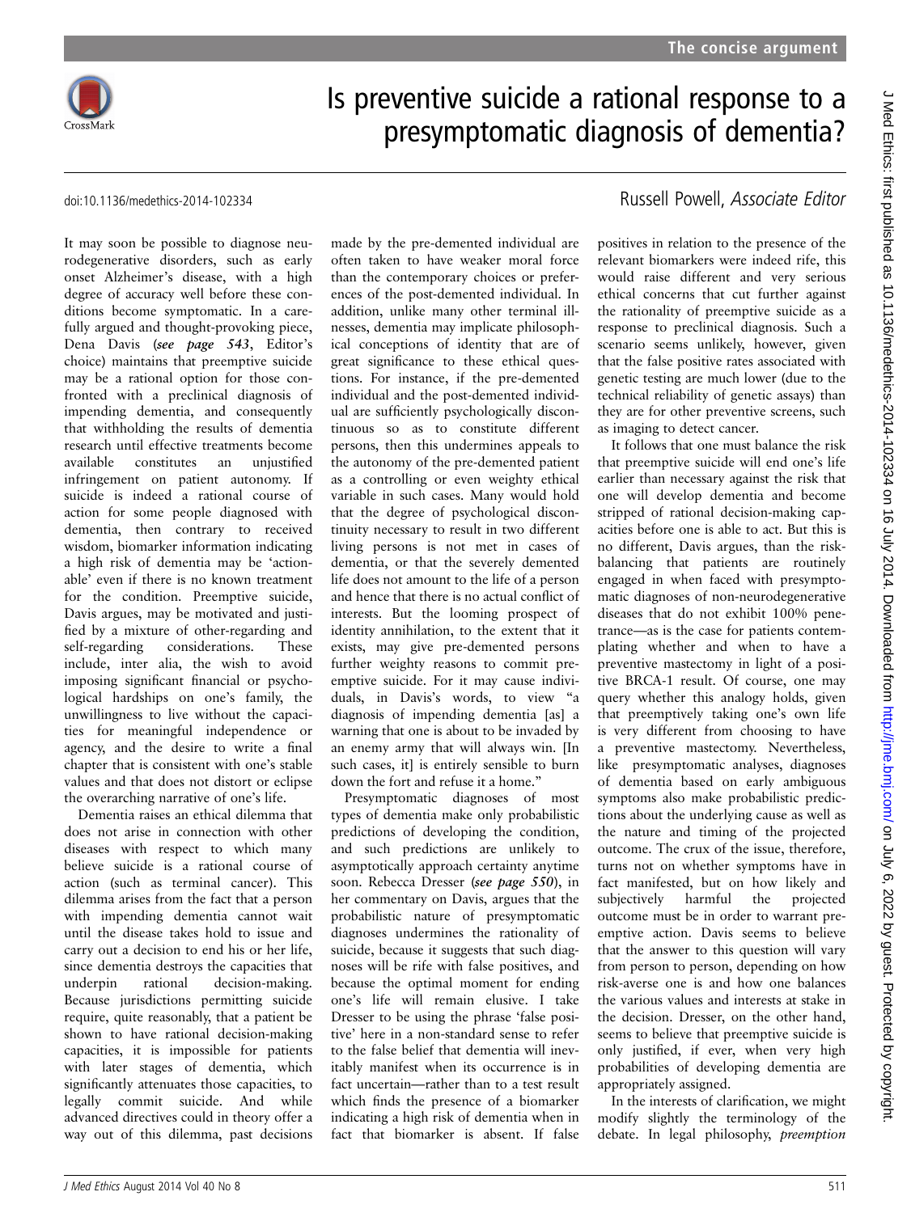# Is preventive suicide a rational response to a presymptomatic diagnosis of dementia?

doi:10.1136/medethics-2014-102334

Russell Powell, *Associate Editor*

It may soon be possible to diagnose neurodegenerative disorders, such as early onset Alzheimer's disease, with a high degree of accuracy well before these conditions become symptomatic. In a carefully argued and thought-provoking piece, Dena Davis (***see page 543***, Editor's choice) maintains that preemptive suicide may be a rational option for those confronted with a preclinical diagnosis of impending dementia, and consequently that withholding the results of dementia research until effective treatments become available constitutes an unjustified infringement on patient autonomy. If suicide is indeed a rational course of action for some people diagnosed with dementia, then contrary to received wisdom, biomarker information indicating a high risk of dementia may be 'actionable' even if there is no known treatment for the condition. Preemptive suicide, Davis argues, may be motivated and justified by a mixture of other-regarding and self-regarding considerations. These include, inter alia, the wish to avoid imposing significant financial or psychological hardships on one's family, the unwillingness to live without the capacities for meaningful independence or agency, and the desire to write a final chapter that is consistent with one's stable values and that does not distort or eclipse the overarching narrative of one's life.

Dementia raises an ethical dilemma that does not arise in connection with other diseases with respect to which many believe suicide is a rational course of action (such as terminal cancer). This dilemma arises from the fact that a person with impending dementia cannot wait until the disease takes hold to issue and carry out a decision to end his or her life, since dementia destroys the capacities that underpin rational decision-making. Because jurisdictions permitting suicide require, quite reasonably, that a patient be shown to have rational decision-making capacities, it is impossible for patients with later stages of dementia, which significantly attenuates those capacities, to legally commit suicide. And while advanced directives could in theory offer a way out of this dilemma, past decisions made by the pre-demented individual are often taken to have weaker moral force than the contemporary choices or preferences of the post-demented individual. In addition, unlike many other terminal illnesses, dementia may implicate philosophical conceptions of identity that are of great significance to these ethical questions. For instance, if the pre-demented individual and the post-demented individual are sufficiently psychologically discontinuous so as to constitute different persons, then this undermines appeals to the autonomy of the pre-demented patient as a controlling or even weighty ethical variable in such cases. Many would hold that the degree of psychological discontinuity necessary to result in two different living persons is not met in cases of dementia, or that the severely demented life does not amount to the life of a person and hence that there is no actual conflict of interests. But the looming prospect of identity annihilation, to the extent that it exists, may give pre-demented persons further weighty reasons to commit preemptive suicide. For it may cause individuals, in Davis's words, to view "a diagnosis of impending dementia [as] a warning that one is about to be invaded by an enemy army that will always win. [In such cases, it] is entirely sensible to burn down the fort and refuse it a home."

Presymptomatic diagnoses of most types of dementia make only probabilistic predictions of developing the condition, and such predictions are unlikely to asymptotically approach certainty anytime soon. Rebecca Dresser (***see page 550***), in her commentary on Davis, argues that the probabilistic nature of presymptomatic diagnoses undermines the rationality of suicide, because it suggests that such diagnoses will be rife with false positives, and because the optimal moment for ending one's life will remain elusive. I take Dresser to be using the phrase 'false positive' here in a non-standard sense to refer to the false belief that dementia will inevitably manifest when its occurrence is in fact uncertain—rather than to a test result which finds the presence of a biomarker indicating a high risk of dementia when in fact that biomarker is absent. If false positives in relation to the presence of the relevant biomarkers were indeed rife, this would raise different and very serious ethical concerns that cut further against the rationality of preemptive suicide as a response to preclinical diagnosis. Such a scenario seems unlikely, however, given that the false positive rates associated with genetic testing are much lower (due to the technical reliability of genetic assays) than they are for other preventive screens, such as imaging to detect cancer.

It follows that one must balance the risk that preemptive suicide will end one's life earlier than necessary against the risk that one will develop dementia and become stripped of rational decision-making capacities before one is able to act. But this is no different, Davis argues, than the risk-balancing that patients are routinely engaged in when faced with presymptomatic diagnoses of non-neurodegenerative diseases that do not exhibit 100% penetrance—as is the case for patients contemplating whether and when to have a preventive mastectomy in light of a positive BRCA-1 result. Of course, one may query whether this analogy holds, given that preemptively taking one's own life is very different from choosing to have a preventive mastectomy. Nevertheless, like presymptomatic analyses, diagnoses of dementia based on early ambiguous symptoms also make probabilistic predictions about the underlying cause as well as the nature and timing of the projected outcome. The crux of the issue, therefore, turns not on whether symptoms have in fact manifested, but on how likely and subjectively harmful the projected outcome must be in order to warrant preemptive action. Davis seems to believe that the answer to this question will vary from person to person, depending on how risk-averse one is and how one balances the various values and interests at stake in the decision. Dresser, on the other hand, seems to believe that preemptive suicide is only justified, if ever, when very high probabilities of developing dementia are appropriately assigned.

In the interests of clarification, we might modify slightly the terminology of the debate. In legal philosophy, *preemption*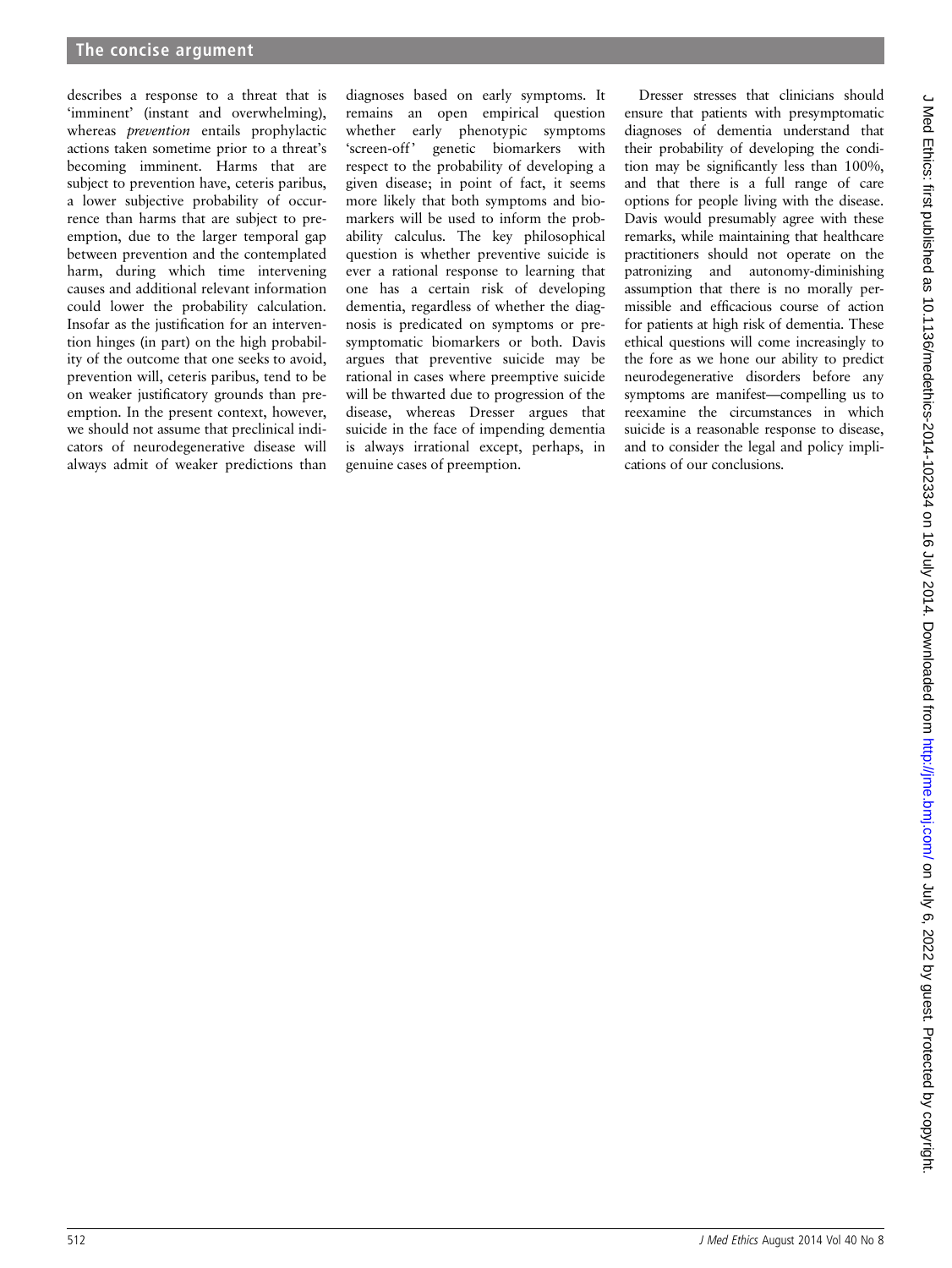describes a response to a threat that is 'imminent' (instant and overwhelming), whereas *prevention* entails prophylactic actions taken sometime prior to a threat's becoming imminent. Harms that are subject to prevention have, ceteris paribus, a lower subjective probability of occurrence than harms that are subject to preemption, due to the larger temporal gap between prevention and the contemplated harm, during which time intervening causes and additional relevant information could lower the probability calculation. Insofar as the justification for an intervention hinges (in part) on the high probability of the outcome that one seeks to avoid, prevention will, ceteris paribus, tend to be on weaker justificatory grounds than preemption. In the present context, however, we should not assume that preclinical indicators of neurodegenerative disease will always admit of weaker predictions than diagnoses based on early symptoms. It remains an open empirical question whether early phenotypic symptoms 'screen-off' genetic biomarkers with respect to the probability of developing a given disease; in point of fact, it seems more likely that both symptoms and biomarkers will be used to inform the probability calculus. The key philosophical question is whether preventive suicide is ever a rational response to learning that one has a certain risk of developing dementia, regardless of whether the diagnosis is predicated on symptoms or presymptomatic biomarkers or both. Davis argues that preventive suicide may be rational in cases where preemptive suicide will be thwarted due to progression of the disease, whereas Dresser argues that suicide in the face of impending dementia is always irrational except, perhaps, in genuine cases of preemption.

Dresser stresses that clinicians should ensure that patients with presymptomatic diagnoses of dementia understand that their probability of developing the condition may be significantly less than 100%, and that there is a full range of care options for people living with the disease. Davis would presumably agree with these remarks, while maintaining that healthcare practitioners should not operate on the patronizing and autonomy-diminishing assumption that there is no morally permissible and efficacious course of action for patients at high risk of dementia. These ethical questions will come increasingly to the fore as we hone our ability to predict neurodegenerative disorders before any symptoms are manifest—compelling us to reexamine the circumstances in which suicide is a reasonable response to disease, and to consider the legal and policy implications of our conclusions.